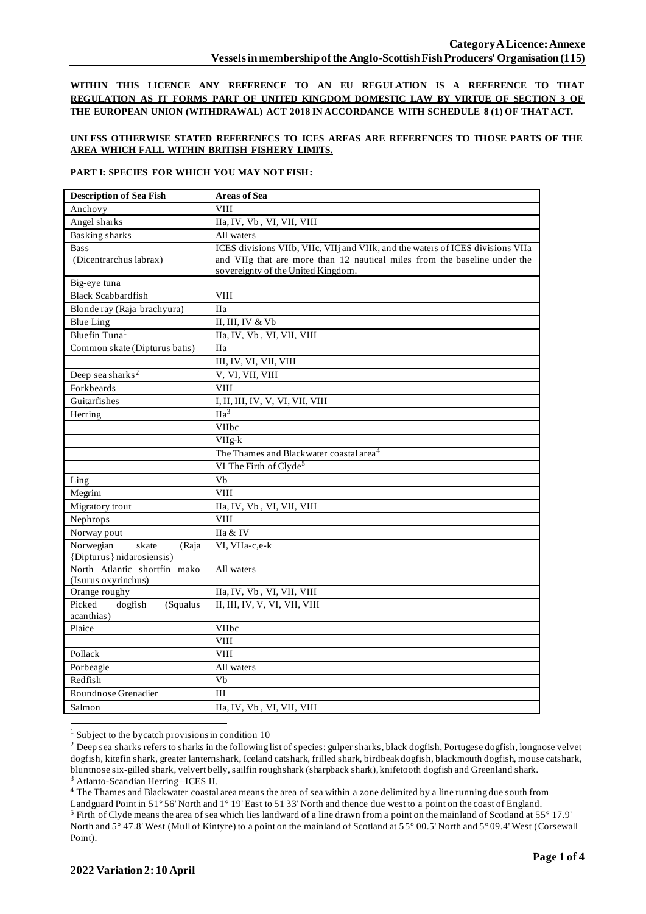**WITHIN THIS LICENCE ANY REFERENCE TO AN EU REGULATION IS A REFERENCE TO THAT REGULATION AS IT FORMS PART OF UNITED KINGDOM DOMESTIC LAW BY VIRTUE OF SECTION 3 OF THE EUROPEAN UNION (WITHDRAWAL) ACT 2018 IN ACCORDANCE WITH SCHEDULE 8 (1) OF THAT ACT.**

**UNLESS OTHERWISE STATED REFERENECS TO ICES AREAS ARE REFERENCES TO THOSE PARTS OF THE AREA WHICH FALL WITHIN BRITISH FISHERY LIMITS.**

**PART I: SPECIES FOR WHICH YOU MAY NOT FISH:**

| Description of Sea Fish | Areas of Sea |
|---|---|
| Anchovy | VIII |
| Angel sharks | IIa, IV, Vb , VI, VII, VIII |
| Basking sharks | All waters |
| Bass (Dicentrarchus labrax) | ICES divisions VIIb, VIIc, VIIj and VIIk, and the waters of ICES divisions VIIa and VIIg that are more than 12 nautical miles from the baseline under the sovereignty of the United Kingdom. |
| Big-eye tuna | |
| Black Scabbardfish | VIII |
| Blonde ray (Raja brachyura) | IIa |
| Blue Ling | II, III, IV & Vb |
| Bluefin Tuna[1] | IIa, IV, Vb , VI, VII, VIII |
| Common skate (Dipturus batis) | IIa |
| | III, IV, VI, VII, VIII |
| Deep sea sharks[2] | V, VI, VII, VIII |
| Forkbeards | VIII |
| Guitarfishes | I, II, III, IV, V, VI, VII, VIII |
| Herring | IIa[3] |
| | VIIbc |
| | VIIg-k |
| | The Thames and Blackwater coastal area[4] |
| | VI The Firth of Clyde[5] |
| Ling | Vb |
| Megrim | VIII |
| Migratory trout | IIa, IV, Vb , VI, VII, VIII |
| Nephrops | VIII |
| Norway pout | IIa & IV |
| Norwegian skate (Raja {Dipturus} nidarosiensis) | VI, VIIa-c,e-k |
| North Atlantic shortfin mako (Isurus oxyrinchus) | All waters |
| Orange roughy | IIa, IV, Vb , VI, VII, VIII |
| Picked dogfish (Squalus acanthias) | II, III, IV, V, VI, VII, VIII |
| Plaice | VIIbc |
| | VIII |
| Pollack | VIII |
| Porbeagle | All waters |
| Redfish | Vb |
| Roundnose Grenadier | III |
| Salmon | IIa, IV, Vb , VI, VII, VIII |

[1] Subject to the bycatch provisions in condition 10

[2] Deep sea sharks refers to sharks in the following list of species: gulper sharks, black dogfish, Portugese dogfish, longnose velvet dogfish, kitefin shark, greater lanternshark, Iceland catshark, frilled shark, birdbeak dogfish, blackmouth dogfish, mouse catshark, bluntnose six-gilled shark, velvert belly, sailfin roughshark (sharpback shark), knifetooth dogfish and Greenland shark.

[3] Atlanto-Scandian Herring –ICES II.

[4] The Thames and Blackwater coastal area means the area of sea within a zone delimited by a line running due south from Landguard Point in 51° 56' North and 1° 19' East to 51 33' North and thence due west to a point on the coast of England.

[5] Firth of Clyde means the area of sea which lies landward of a line drawn from a point on the mainland of Scotland at 55° 17.9' North and 5° 47.8' West (Mull of Kintyre) to a point on the mainland of Scotland at 55° 00.5' North and 5° 09.4' West (Corsewall Point).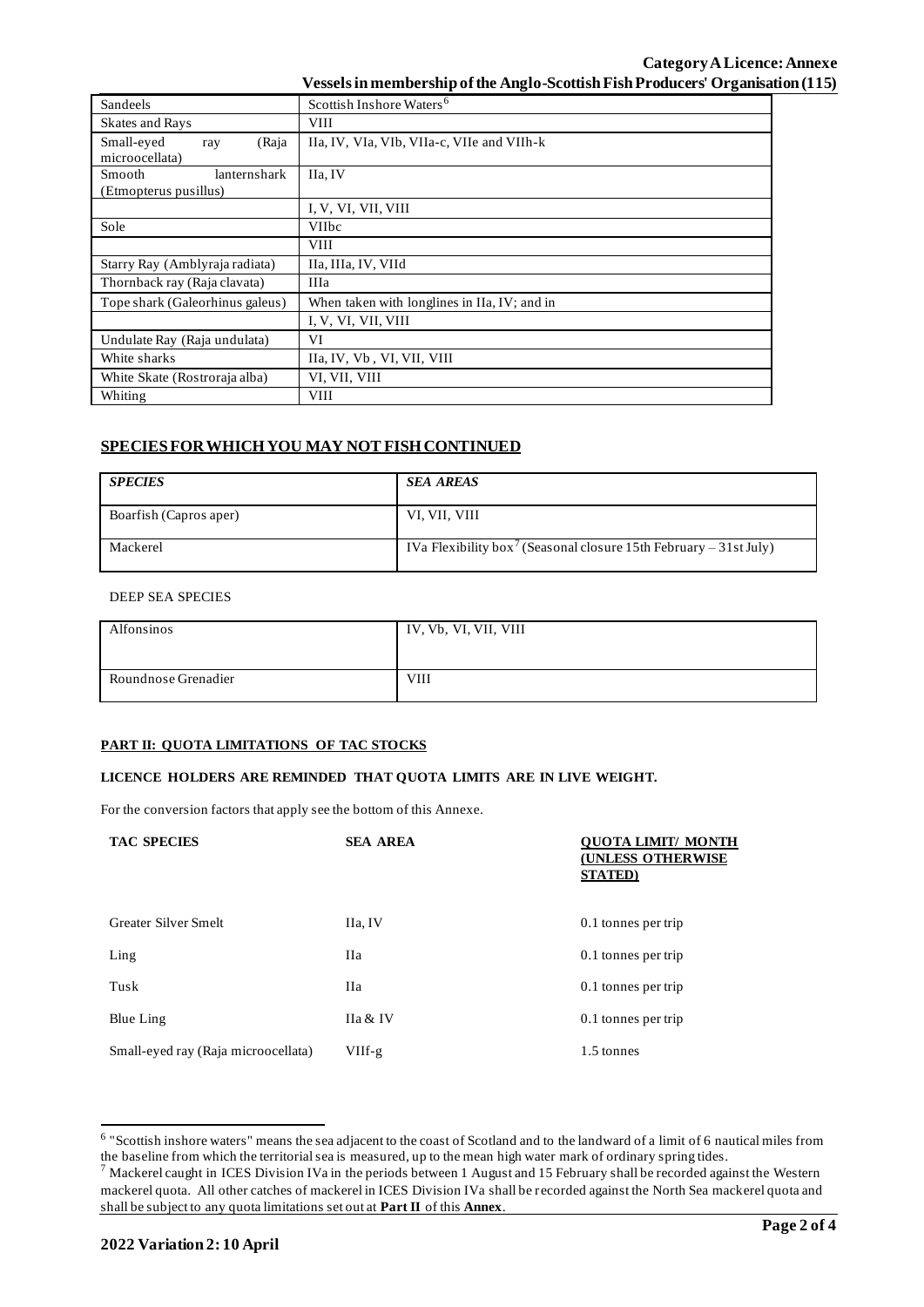| | |
|---|---|
| Sandeels | Scottish Inshore Waters[6] |
| Skates and Rays | VIII |
| Small-eyed ray (Raja microocellata) | IIa, IV, VIa, VIb, VIIa-c, VIIe and VIIh-k |
| Smooth lanternshark (Etmopterus pusillus) | IIa, IV |
| | I, V, VI, VII, VIII |
| Sole | VIIbc |
| | VIII |
| Starry Ray (Amblyraja radiata) | IIa, IIIa, IV, VIId |
| Thornback ray (Raja clavata) | IIIa |
| Tope shark (Galeorhinus galeus) | When taken with longlines in IIa, IV; and in |
| | I, V, VI, VII, VIII |
| Undulate Ray (Raja undulata) | VI |
| White sharks | IIa, IV, Vb , VI, VII, VIII |
| White Skate (Rostroraja alba) | VI, VII, VIII |
| Whiting | VIII |

## SPECIES FOR WHICH YOU MAY NOT FISH CONTINUED

| *SPECIES* | *SEA AREAS* |
|---|---|
| Boarfish (Capros aper) | VI, VII, VIII |
| Mackerel | IVa Flexibility box[7] (Seasonal closure 15th February – 31st July) |

DEEP SEA SPECIES

| | |
|---|---|
| Alfonsinos | IV, Vb, VI, VII, VIII |
| Roundnose Grenadier | VIII |

**PART II: QUOTA LIMITATIONS OF TAC STOCKS**

**LICENCE HOLDERS ARE REMINDED THAT QUOTA LIMITS ARE IN LIVE WEIGHT.**

For the conversion factors that apply see the bottom of this Annexe.

| TAC SPECIES | SEA AREA | QUOTA LIMIT/ MONTH (UNLESS OTHERWISE STATED) |
|---|---|---|
| Greater Silver Smelt | IIa, IV | 0.1 tonnes per trip |
| Ling | IIa | 0.1 tonnes per trip |
| Tusk | IIa | 0.1 tonnes per trip |
| Blue Ling | IIa & IV | 0.1 tonnes per trip |
| Small-eyed ray (Raja microocellata) | VIIf-g | 1.5 tonnes |

[6] "Scottish inshore waters" means the sea adjacent to the coast of Scotland and to the landward of a limit of 6 nautical miles from the baseline from which the territorial sea is measured, up to the mean high water mark of ordinary spring tides.

[7] Mackerel caught in ICES Division IVa in the periods between 1 August and 15 February shall be recorded against the Western mackerel quota. All other catches of mackerel in ICES Division IVa shall be recorded against the North Sea mackerel quota and shall be subject to any quota limitations set out at **Part II** of this **Annex**.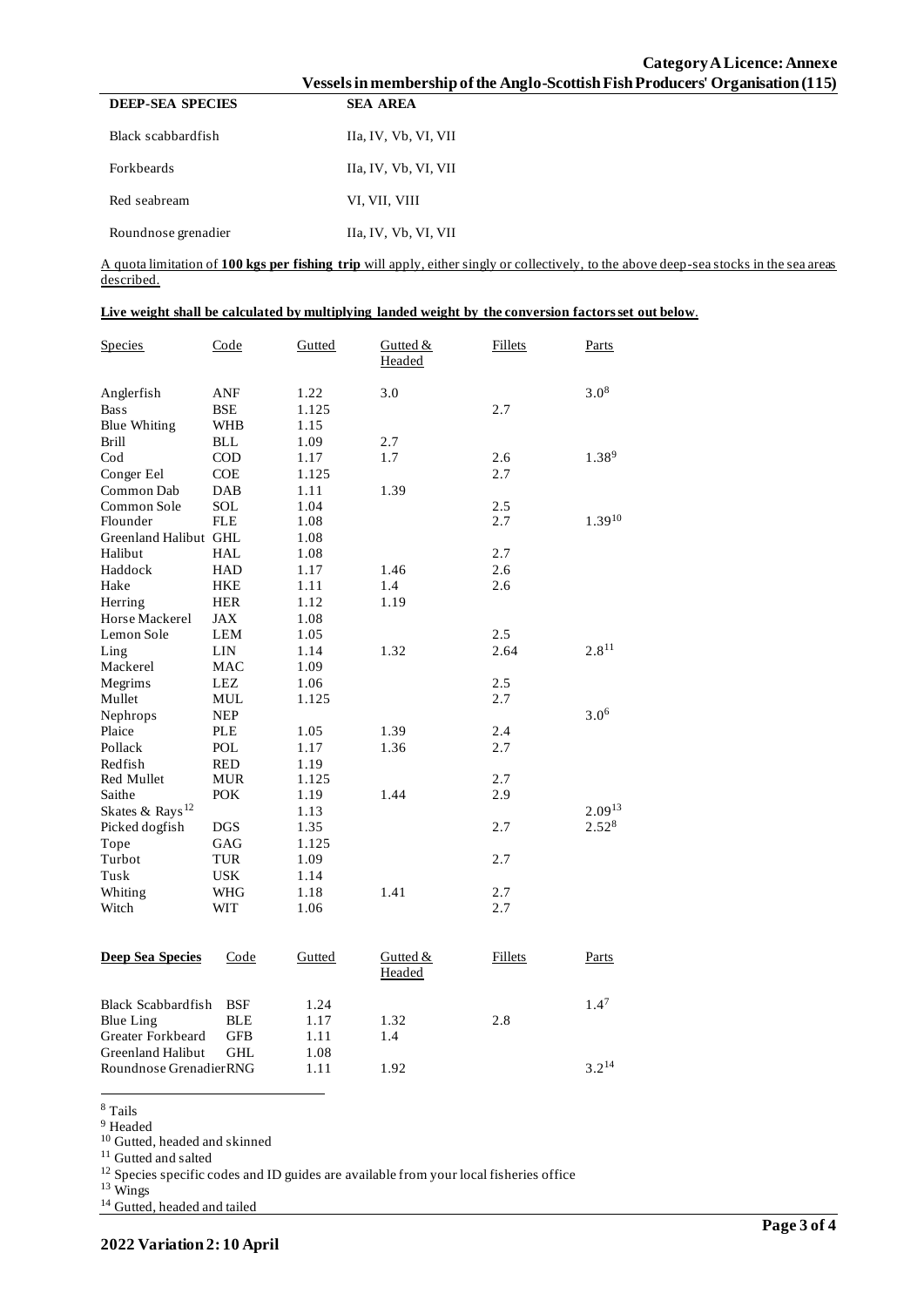**Category A Licence: Annexe**
**Vessels in membership of the Anglo-Scottish Fish Producers' Organisation (115)**

| DEEP-SEA SPECIES | SEA AREA |
|---|---|
| Black scabbardfish | IIa, IV, Vb, VI, VII |
| Forkbeards | IIa, IV, Vb, VI, VII |
| Red seabream | VI, VII, VIII |
| Roundnose grenadier | IIa, IV, Vb, VI, VII |

A quota limitation of **100 kgs per fishing trip** will apply, either singly or collectively, to the above deep-sea stocks in the sea areas described.

**Live weight shall be calculated by multiplying landed weight by the conversion factors set out below**.

| Species | Code | Gutted | Gutted & Headed | Fillets | Parts |
|---|---|---|---|---|---|
| Anglerfish | ANF | 1.22 | 3.0 | | 3.0[8] |
| Bass | BSE | 1.125 | | 2.7 | |
| Blue Whiting | WHB | 1.15 | | | |
| Brill | BLL | 1.09 | 2.7 | | |
| Cod | COD | 1.17 | 1.7 | 2.6 | 1.38[9] |
| Conger Eel | COE | 1.125 | | 2.7 | |
| Common Dab | DAB | 1.11 | 1.39 | | |
| Common Sole | SOL | 1.04 | | 2.5 | |
| Flounder | FLE | 1.08 | | 2.7 | 1.39[10] |
| Greenland Halibut | GHL | 1.08 | | | |
| Halibut | HAL | 1.08 | | 2.7 | |
| Haddock | HAD | 1.17 | 1.46 | 2.6 | |
| Hake | HKE | 1.11 | 1.4 | 2.6 | |
| Herring | HER | 1.12 | 1.19 | | |
| Horse Mackerel | JAX | 1.08 | | | |
| Lemon Sole | LEM | 1.05 | | 2.5 | |
| Ling | LIN | 1.14 | 1.32 | 2.64 | 2.8[11] |
| Mackerel | MAC | 1.09 | | | |
| Megrims | LEZ | 1.06 | | 2.5 | |
| Mullet | MUL | 1.125 | | 2.7 | |
| Nephrops | NEP | | | | 3.0[6] |
| Plaice | PLE | 1.05 | 1.39 | 2.4 | |
| Pollack | POL | 1.17 | 1.36 | 2.7 | |
| Redfish | RED | 1.19 | | | |
| Red Mullet | MUR | 1.125 | | 2.7 | |
| Saithe | POK | 1.19 | 1.44 | 2.9 | |
| Skates & Rays[12] | | 1.13 | | | 2.09[13] |
| Picked dogfish | DGS | 1.35 | | 2.7 | 2.52[8] |
| Tope | GAG | 1.125 | | | |
| Turbot | TUR | 1.09 | | 2.7 | |
| Tusk | USK | 1.14 | | | |
| Whiting | WHG | 1.18 | 1.41 | 2.7 | |
| Witch | WIT | 1.06 | | 2.7 | |

| Deep Sea Species | Code | Gutted | Gutted & Headed | Fillets | Parts |
|---|---|---|---|---|---|
| Black Scabbardfish | BSF | 1.24 | | | 1.4[7] |
| Blue Ling | BLE | 1.17 | 1.32 | 2.8 | |
| Greater Forkbeard | GFB | 1.11 | 1.4 | | |
| Greenland Halibut | GHL | 1.08 | | | |
| Roundnose Grenadier | RNG | 1.11 | 1.92 | | 3.2[14] |

[8] Tails
[9] Headed
[10] Gutted, headed and skinned
[11] Gutted and salted
[12] Species specific codes and ID guides are available from your local fisheries office
[13] Wings
[14] Gutted, headed and tailed

**2022 Variation 2: 10 April**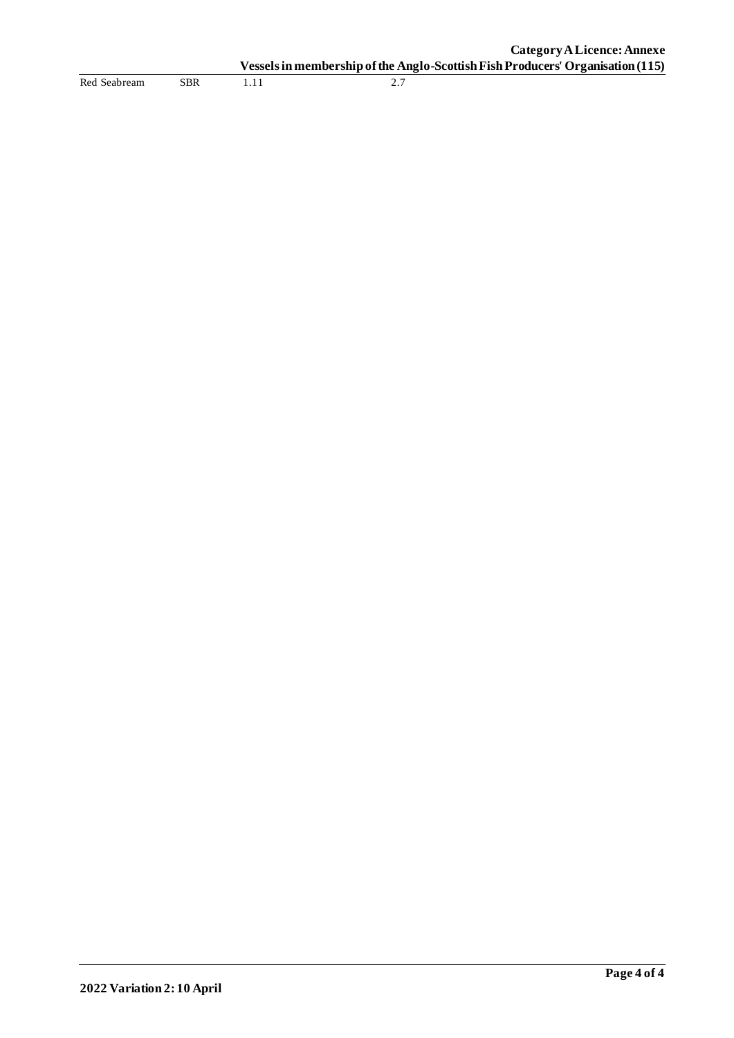| | | | |
|---|---|---|---|
| Red Seabream | SBR | 1.11 | 2.7 |